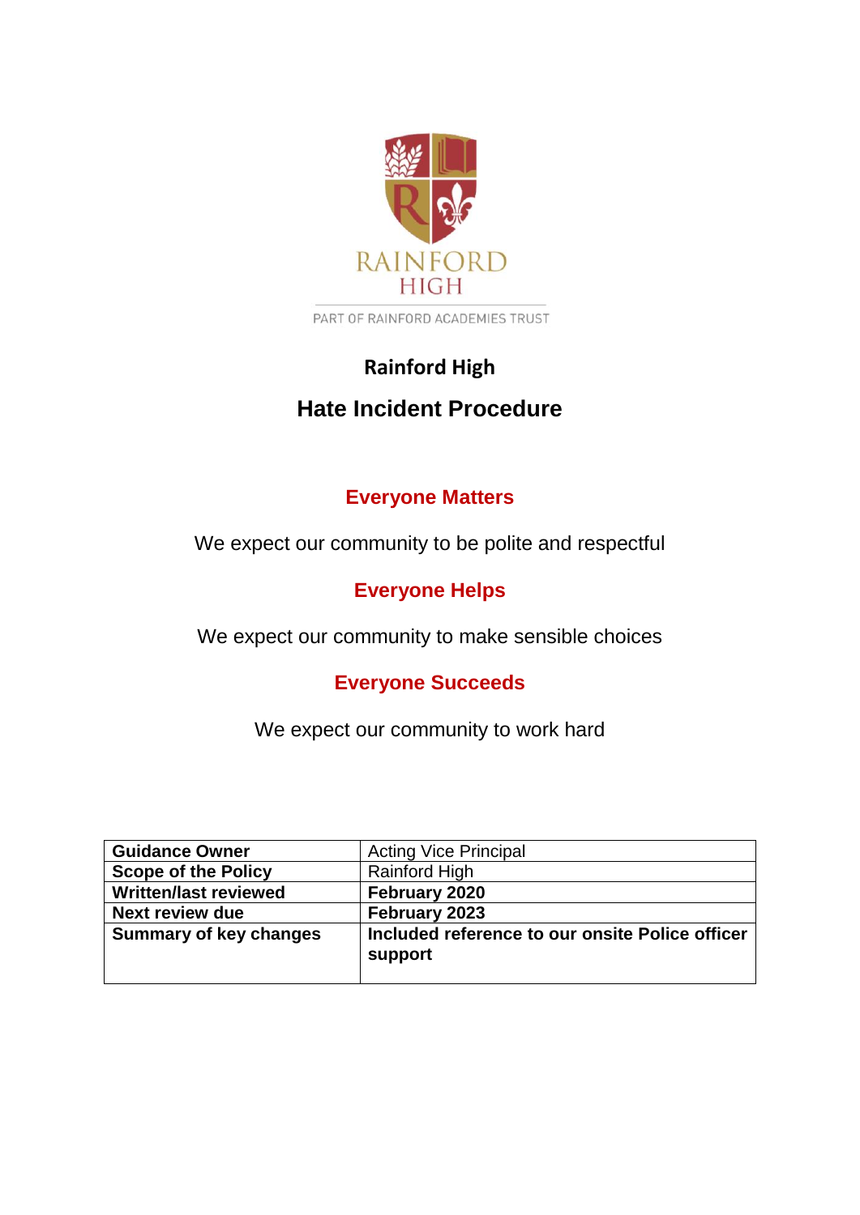RAINFORD HIGH

PART OF RAINFORD ACADEMIES TRUST

# Rainford High

## Hate Incident Procedure

### Everyone Matters

We expect our community to be polite and respectful

### Everyone Helps

We expect our community to make sensible choices

### Everyone Succeeds

We expect our community to work hard

| **Guidance Owner** | Acting Vice Principal |
|---|---|
| **Scope of the Policy** | Rainford High |
| **Written/last reviewed** | **February 2020** |
| **Next review due** | **February 2023** |
| **Summary of key changes** | **Included reference to our onsite Police officer support** |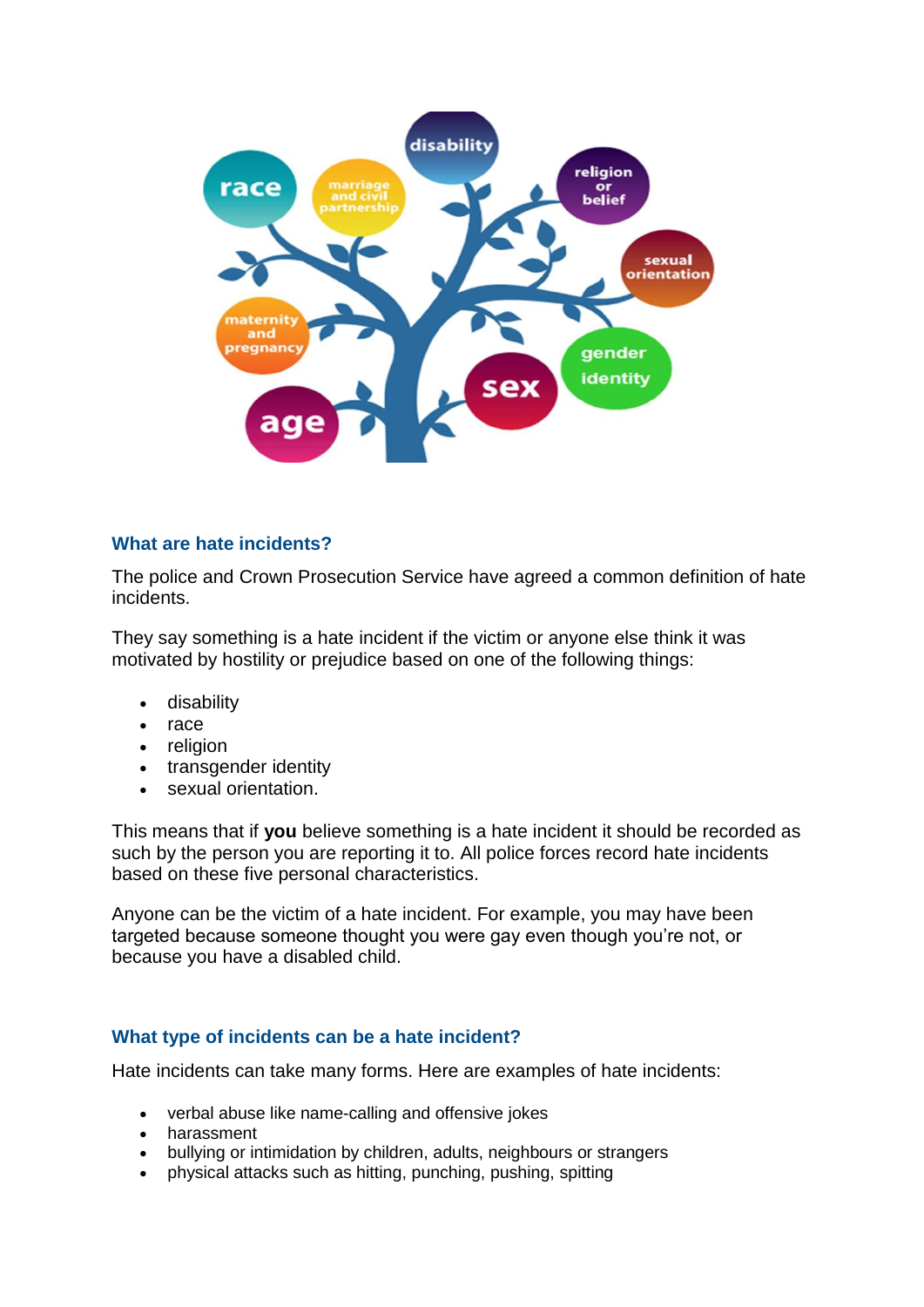## What are hate incidents?

The police and Crown Prosecution Service have agreed a common definition of hate incidents.

They say something is a hate incident if the victim or anyone else think it was motivated by hostility or prejudice based on one of the following things:

- disability
- race
- religion
- transgender identity
- sexual orientation.

This means that if **you** believe something is a hate incident it should be recorded as such by the person you are reporting it to. All police forces record hate incidents based on these five personal characteristics.

Anyone can be the victim of a hate incident. For example, you may have been targeted because someone thought you were gay even though you're not, or because you have a disabled child.

## What type of incidents can be a hate incident?

Hate incidents can take many forms. Here are examples of hate incidents:

- verbal abuse like name-calling and offensive jokes
- harassment
- bullying or intimidation by children, adults, neighbours or strangers
- physical attacks such as hitting, punching, pushing, spitting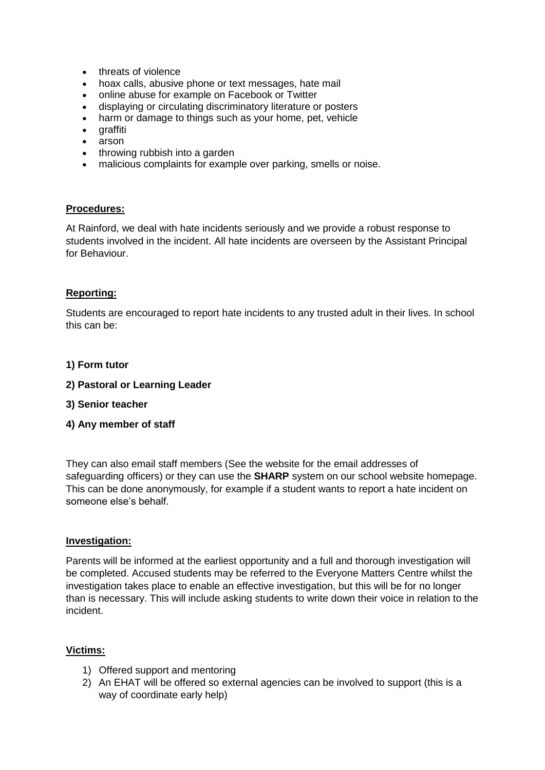- threats of violence
- hoax calls, abusive phone or text messages, hate mail
- online abuse for example on Facebook or Twitter
- displaying or circulating discriminatory literature or posters
- harm or damage to things such as your home, pet, vehicle
- graffiti
- arson
- throwing rubbish into a garden
- malicious complaints for example over parking, smells or noise.

**Procedures:**

At Rainford, we deal with hate incidents seriously and we provide a robust response to students involved in the incident. All hate incidents are overseen by the Assistant Principal for Behaviour.

**Reporting:**

Students are encouraged to report hate incidents to any trusted adult in their lives. In school this can be:

**1) Form tutor**

**2) Pastoral or Learning Leader**

**3) Senior teacher**

**4) Any member of staff**

They can also email staff members (See the website for the email addresses of safeguarding officers) or they can use the **SHARP** system on our school website homepage. This can be done anonymously, for example if a student wants to report a hate incident on someone else's behalf.

**Investigation:**

Parents will be informed at the earliest opportunity and a full and thorough investigation will be completed. Accused students may be referred to the Everyone Matters Centre whilst the investigation takes place to enable an effective investigation, but this will be for no longer than is necessary. This will include asking students to write down their voice in relation to the incident.

**Victims:**

1) Offered support and mentoring
2) An EHAT will be offered so external agencies can be involved to support (this is a way of coordinate early help)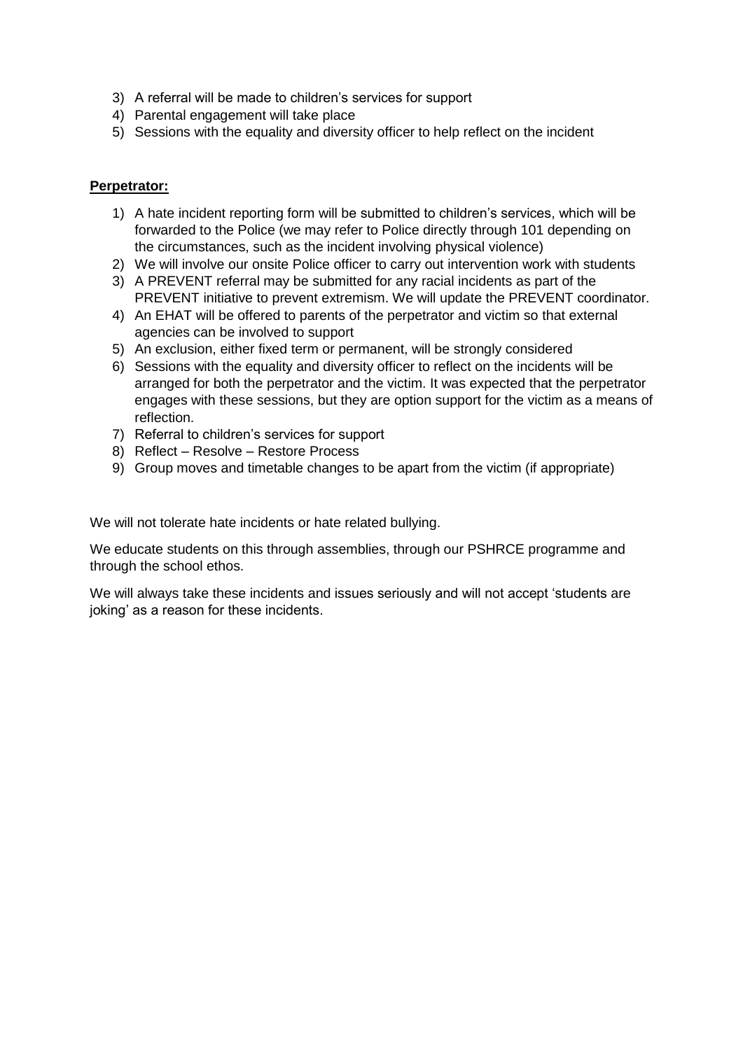3) A referral will be made to children's services for support
4) Parental engagement will take place
5) Sessions with the equality and diversity officer to help reflect on the incident

**Perpetrator:**

1) A hate incident reporting form will be submitted to children's services, which will be forwarded to the Police (we may refer to Police directly through 101 depending on the circumstances, such as the incident involving physical violence)
2) We will involve our onsite Police officer to carry out intervention work with students
3) A PREVENT referral may be submitted for any racial incidents as part of the PREVENT initiative to prevent extremism. We will update the PREVENT coordinator.
4) An EHAT will be offered to parents of the perpetrator and victim so that external agencies can be involved to support
5) An exclusion, either fixed term or permanent, will be strongly considered
6) Sessions with the equality and diversity officer to reflect on the incidents will be arranged for both the perpetrator and the victim. It was expected that the perpetrator engages with these sessions, but they are option support for the victim as a means of reflection.
7) Referral to children's services for support
8) Reflect – Resolve – Restore Process
9) Group moves and timetable changes to be apart from the victim (if appropriate)

We will not tolerate hate incidents or hate related bullying.

We educate students on this through assemblies, through our PSHRCE programme and through the school ethos.

We will always take these incidents and issues seriously and will not accept 'students are joking' as a reason for these incidents.